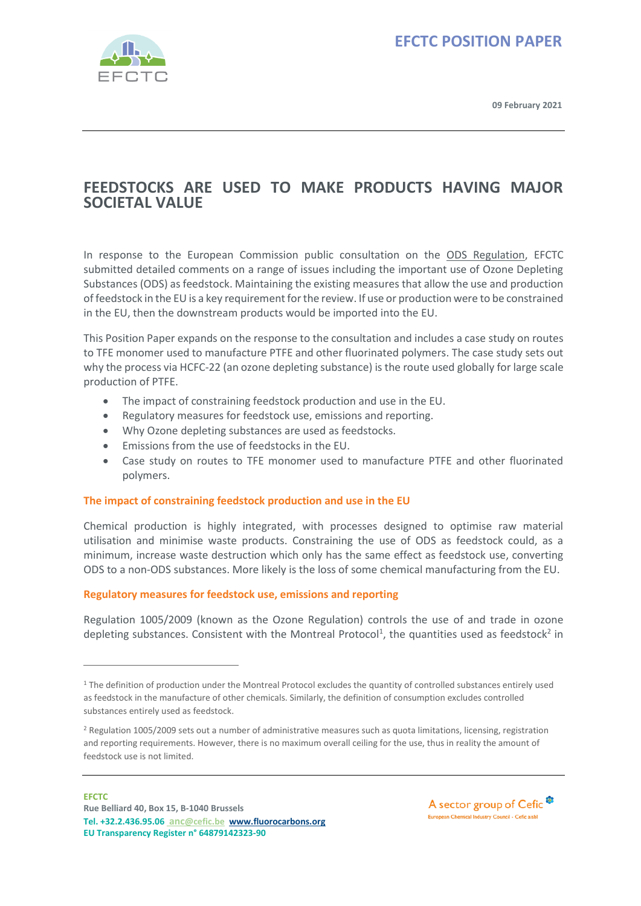**EFCTC POSITION PAPER**

09 February 2021

# FEEDSTOCKS ARE USED TO MAKE PRODUCTS HAVING MAJOR SOCIETAL VALUE

In response to the European Commission public consultation on the ODS Regulation, EFCTC submitted detailed comments on a range of issues including the important use of Ozone Depleting Substances (ODS) as feedstock. Maintaining the existing measures that allow the use and production of feedstock in the EU is a key requirement for the review. If use or production were to be constrained in the EU, then the downstream products would be imported into the EU.

This Position Paper expands on the response to the consultation and includes a case study on routes to TFE monomer used to manufacture PTFE and other fluorinated polymers. The case study sets out why the process via HCFC-22 (an ozone depleting substance) is the route used globally for large scale production of PTFE.

- The impact of constraining feedstock production and use in the EU.
- Regulatory measures for feedstock use, emissions and reporting.
- Why Ozone depleting substances are used as feedstocks.
- Emissions from the use of feedstocks in the EU.
- Case study on routes to TFE monomer used to manufacture PTFE and other fluorinated polymers.

## The impact of constraining feedstock production and use in the EU

Chemical production is highly integrated, with processes designed to optimise raw material utilisation and minimise waste products. Constraining the use of ODS as feedstock could, as a minimum, increase waste destruction which only has the same effect as feedstock use, converting ODS to a non-ODS substances. More likely is the loss of some chemical manufacturing from the EU.

## Regulatory measures for feedstock use, emissions and reporting

Regulation 1005/2009 (known as the Ozone Regulation) controls the use of and trade in ozone depleting substances. Consistent with the Montreal Protocol[1], the quantities used as feedstock[2] in

---

[1] The definition of production under the Montreal Protocol excludes the quantity of controlled substances entirely used as feedstock in the manufacture of other chemicals. Similarly, the definition of consumption excludes controlled substances entirely used as feedstock.

[2] Regulation 1005/2009 sets out a number of administrative measures such as quota limitations, licensing, registration and reporting requirements. However, there is no maximum overall ceiling for the use, thus in reality the amount of feedstock use is not limited.

**EFCTC**
**Rue Belliard 40, Box 15, B-1040 Brussels**
**Tel. +32.2.436.95.06 anc@cefic.be www.fluorocarbons.org**
**EU Transparency Register n° 64879142323-90**

A sector group of Cefic
European Chemical Industry Council - Cefic aisbl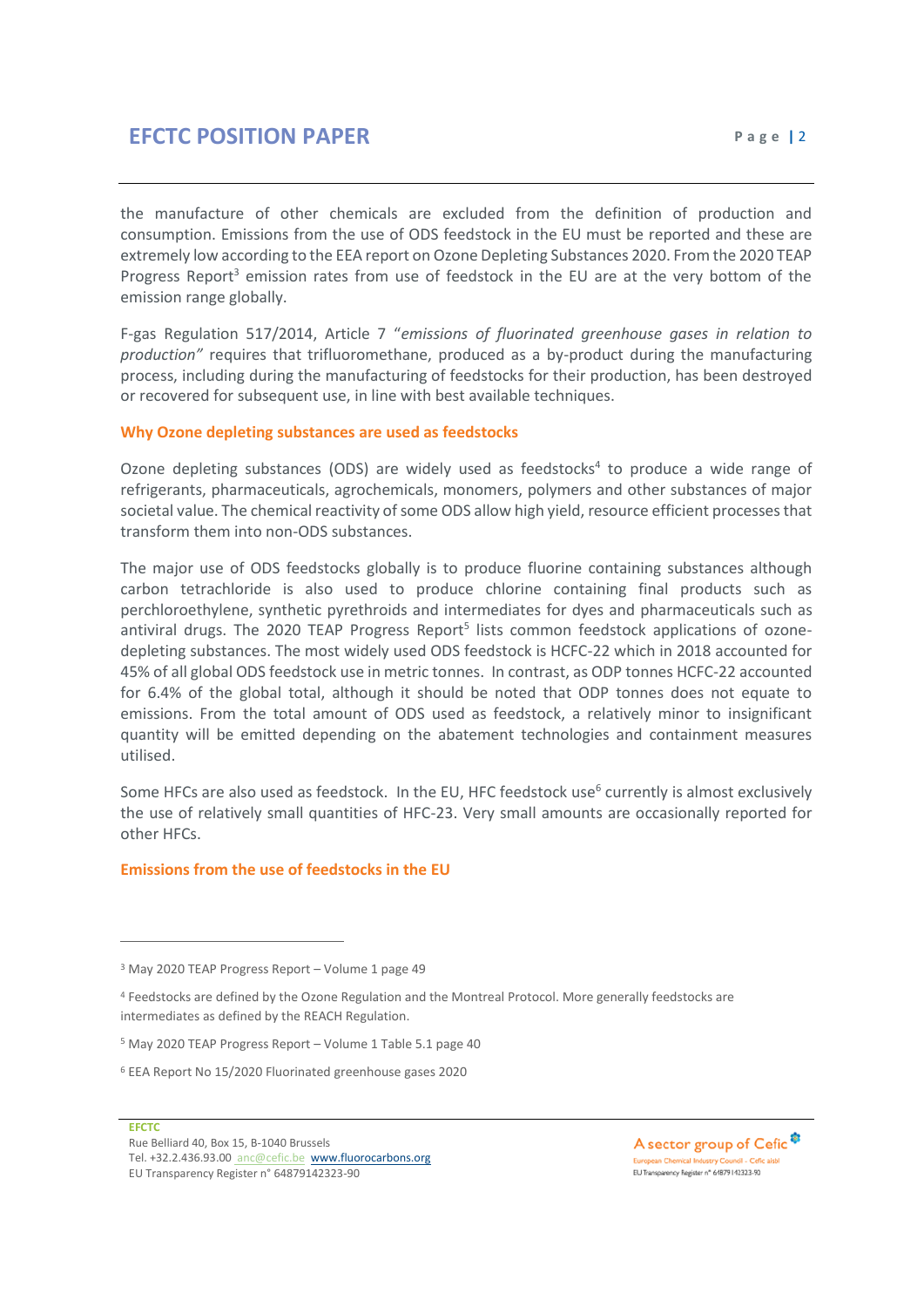the manufacture of other chemicals are excluded from the definition of production and consumption. Emissions from the use of ODS feedstock in the EU must be reported and these are extremely low according to the EEA report on Ozone Depleting Substances 2020. From the 2020 TEAP Progress Report[3] emission rates from use of feedstock in the EU are at the very bottom of the emission range globally.

F-gas Regulation 517/2014, Article 7 "*emissions of fluorinated greenhouse gases in relation to production"* requires that trifluoromethane, produced as a by-product during the manufacturing process, including during the manufacturing of feedstocks for their production, has been destroyed or recovered for subsequent use, in line with best available techniques.

### Why Ozone depleting substances are used as feedstocks

Ozone depleting substances (ODS) are widely used as feedstocks[4] to produce a wide range of refrigerants, pharmaceuticals, agrochemicals, monomers, polymers and other substances of major societal value. The chemical reactivity of some ODS allow high yield, resource efficient processes that transform them into non-ODS substances.

The major use of ODS feedstocks globally is to produce fluorine containing substances although carbon tetrachloride is also used to produce chlorine containing final products such as perchloroethylene, synthetic pyrethroids and intermediates for dyes and pharmaceuticals such as antiviral drugs. The 2020 TEAP Progress Report[5] lists common feedstock applications of ozone-depleting substances. The most widely used ODS feedstock is HCFC-22 which in 2018 accounted for 45% of all global ODS feedstock use in metric tonnes. In contrast, as ODP tonnes HCFC-22 accounted for 6.4% of the global total, although it should be noted that ODP tonnes does not equate to emissions. From the total amount of ODS used as feedstock, a relatively minor to insignificant quantity will be emitted depending on the abatement technologies and containment measures utilised.

Some HFCs are also used as feedstock. In the EU, HFC feedstock use[6] currently is almost exclusively the use of relatively small quantities of HFC-23. Very small amounts are occasionally reported for other HFCs.

### Emissions from the use of feedstocks in the EU

---

[3] May 2020 TEAP Progress Report – Volume 1 page 49

[4] Feedstocks are defined by the Ozone Regulation and the Montreal Protocol. More generally feedstocks are intermediates as defined by the REACH Regulation.

[5] May 2020 TEAP Progress Report – Volume 1 Table 5.1 page 40

[6] EEA Report No 15/2020 Fluorinated greenhouse gases 2020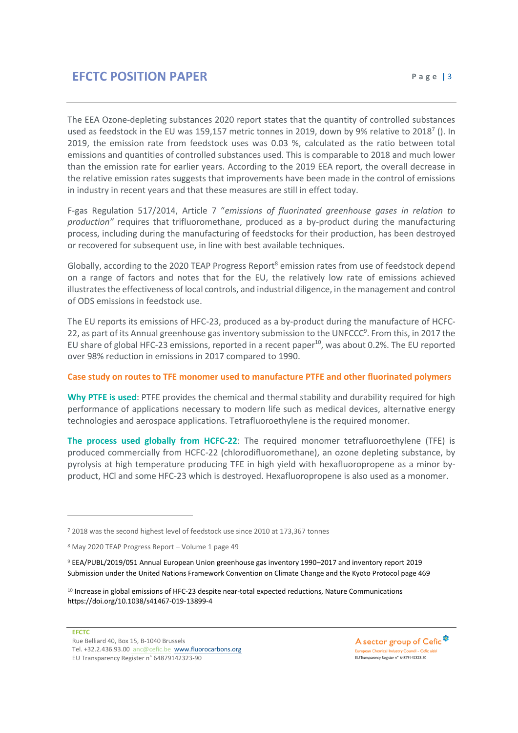The EEA Ozone-depleting substances 2020 report states that the quantity of controlled substances used as feedstock in the EU was 159,157 metric tonnes in 2019, down by 9% relative to 2018[7] (). In 2019, the emission rate from feedstock uses was 0.03 %, calculated as the ratio between total emissions and quantities of controlled substances used. This is comparable to 2018 and much lower than the emission rate for earlier years. According to the 2019 EEA report, the overall decrease in the relative emission rates suggests that improvements have been made in the control of emissions in industry in recent years and that these measures are still in effect today.

F-gas Regulation 517/2014, Article 7 "*emissions of fluorinated greenhouse gases in relation to production"* requires that trifluoromethane, produced as a by-product during the manufacturing process, including during the manufacturing of feedstocks for their production, has been destroyed or recovered for subsequent use, in line with best available techniques.

Globally, according to the 2020 TEAP Progress Report[8] emission rates from use of feedstock depend on a range of factors and notes that for the EU, the relatively low rate of emissions achieved illustrates the effectiveness of local controls, and industrial diligence, in the management and control of ODS emissions in feedstock use.

The EU reports its emissions of HFC-23, produced as a by-product during the manufacture of HCFC-22, as part of its Annual greenhouse gas inventory submission to the UNFCCC[9]. From this, in 2017 the EU share of global HFC-23 emissions, reported in a recent paper[10], was about 0.2%. The EU reported over 98% reduction in emissions in 2017 compared to 1990.

**Case study on routes to TFE monomer used to manufacture PTFE and other fluorinated polymers**

**Why PTFE is used**: PTFE provides the chemical and thermal stability and durability required for high performance of applications necessary to modern life such as medical devices, alternative energy technologies and aerospace applications. Tetrafluoroethylene is the required monomer.

**The process used globally from HCFC-22**: The required monomer tetrafluoroethylene (TFE) is produced commercially from HCFC-22 (chlorodifluoromethane), an ozone depleting substance, by pyrolysis at high temperature producing TFE in high yield with hexafluoropropene as a minor by-product, HCl and some HFC-23 which is destroyed. Hexafluoropropene is also used as a monomer.

---

[7] 2018 was the second highest level of feedstock use since 2010 at 173,367 tonnes

[8] May 2020 TEAP Progress Report – Volume 1 page 49

[9] EEA/PUBL/2019/051 Annual European Union greenhouse gas inventory 1990–2017 and inventory report 2019 Submission under the United Nations Framework Convention on Climate Change and the Kyoto Protocol page 469

[10] Increase in global emissions of HFC-23 despite near-total expected reductions, Nature Communications https://doi.org/10.1038/s41467-019-13899-4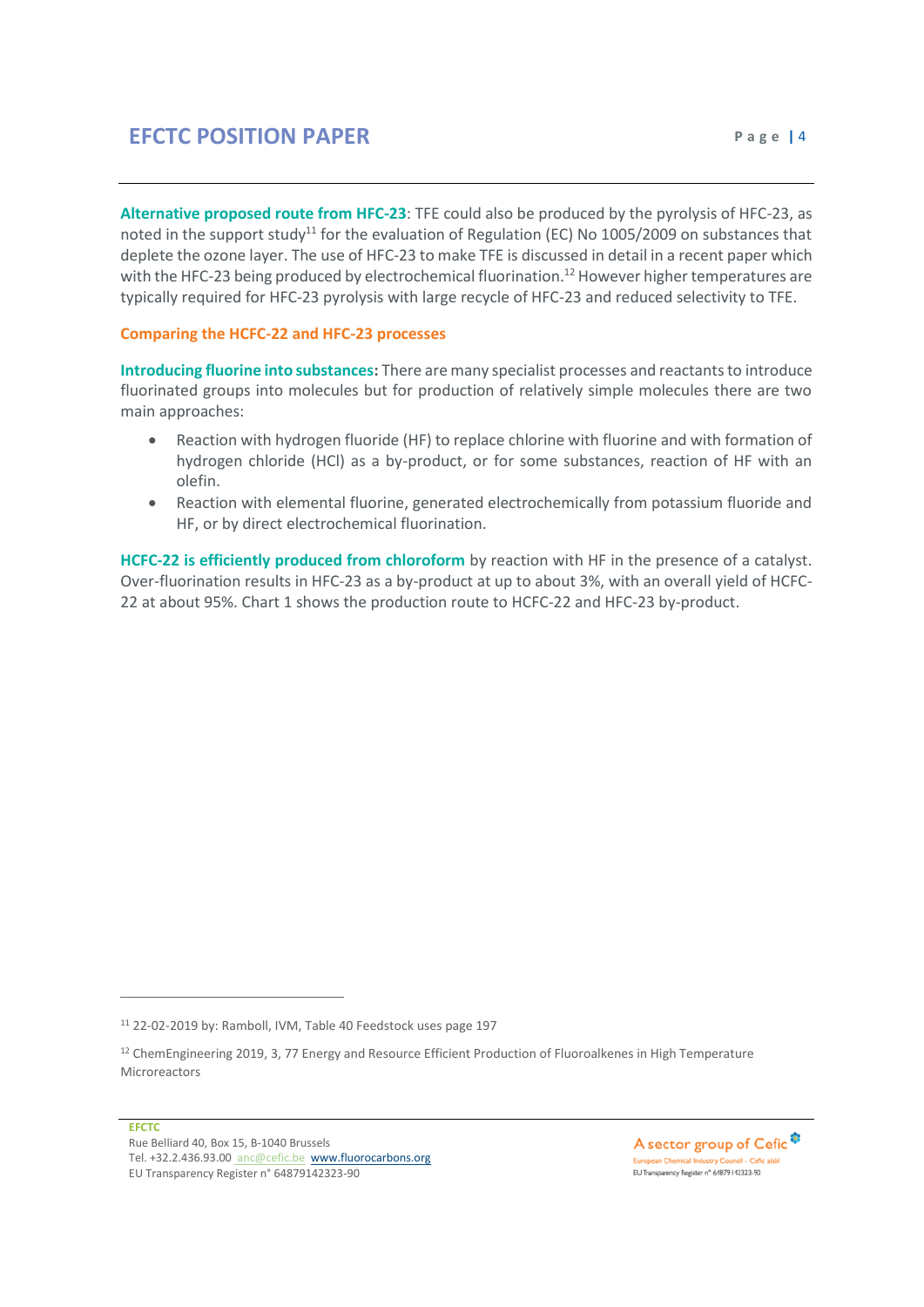**Alternative proposed route from HFC-23**: TFE could also be produced by the pyrolysis of HFC-23, as noted in the support study[11] for the evaluation of Regulation (EC) No 1005/2009 on substances that deplete the ozone layer. The use of HFC-23 to make TFE is discussed in detail in a recent paper which with the HFC-23 being produced by electrochemical fluorination.[12] However higher temperatures are typically required for HFC-23 pyrolysis with large recycle of HFC-23 and reduced selectivity to TFE.

## Comparing the HCFC-22 and HFC-23 processes

**Introducing fluorine into substances:** There are many specialist processes and reactants to introduce fluorinated groups into molecules but for production of relatively simple molecules there are two main approaches:

- Reaction with hydrogen fluoride (HF) to replace chlorine with fluorine and with formation of hydrogen chloride (HCl) as a by-product, or for some substances, reaction of HF with an olefin.
- Reaction with elemental fluorine, generated electrochemically from potassium fluoride and HF, or by direct electrochemical fluorination.

**HCFC-22 is efficiently produced from chloroform** by reaction with HF in the presence of a catalyst. Over-fluorination results in HFC-23 as a by-product at up to about 3%, with an overall yield of HCFC-22 at about 95%. Chart 1 shows the production route to HCFC-22 and HFC-23 by-product.

---

[11] 22-02-2019 by: Ramboll, IVM, Table 40 Feedstock uses page 197

[12] ChemEngineering 2019, 3, 77 Energy and Resource Efficient Production of Fluoroalkenes in High Temperature Microreactors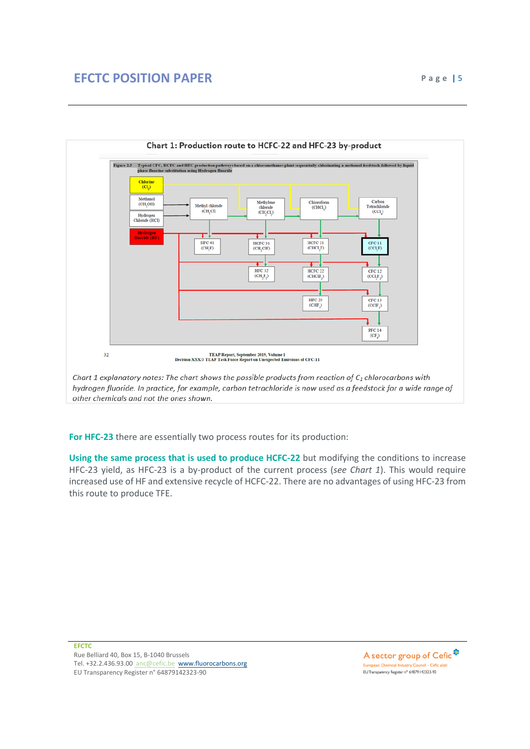**Chart 1: Production route to HCFC-22 and HFC-23 by-product**

Figure 2.3 Typical CFC, HCFC and HFC production pathways based on a chloromethanes plant sequentially chlorinating a methanol feedstock followed by liquid phase fluorine substitution using Hydrogen fluoride

Chlorine ($Cl_2$)

Methanol ($CH_3OH$)

Hydrogen Chloride (HCl)

Hydrogen fluoride (HF)

Methyl chloride ($CH_3Cl$)

Methylene chloride ($CH_2Cl_2$)

Chloroform ($CHCl_3$)

Carbon Tetrachloride ($CCl_4$)

HFC 41 ($CH_3F$)

HCFC 31 ($CH_2ClF$)

HCFC 21 ($CHCl_2F$)

CFC 11 ($CCl_3F$)

HFC 32 ($CH_2F_2$)

HCFC 22 ($CHClF_2$)

CFC 12 ($CCl_2F_2$)

HFC 23 ($CHF_3$)

CFC 13 ($CClF_3$)

PFC 14 ($CF_4$)

32 TEAP Report, September 2019, Volume 1
Decision XXX/3 TEAP Task Force Report on Unexpected Emissions of CFC-11

*Chart 1 explanatory notes: The chart shows the possible products from reaction of $C_1$ chlorocarbons with hydrogen fluoride. In practice, for example, carbon tetrachloride is now used as a feedstock for a wide range of other chemicals and not the ones shown.*

**For HFC-23** there are essentially two process routes for its production:

**Using the same process that is used to produce HCFC-22** but modifying the conditions to increase HFC-23 yield, as HFC-23 is a by-product of the current process (*see Chart 1*). This would require increased use of HF and extensive recycle of HCFC-22. There are no advantages of using HFC-23 from this route to produce TFE.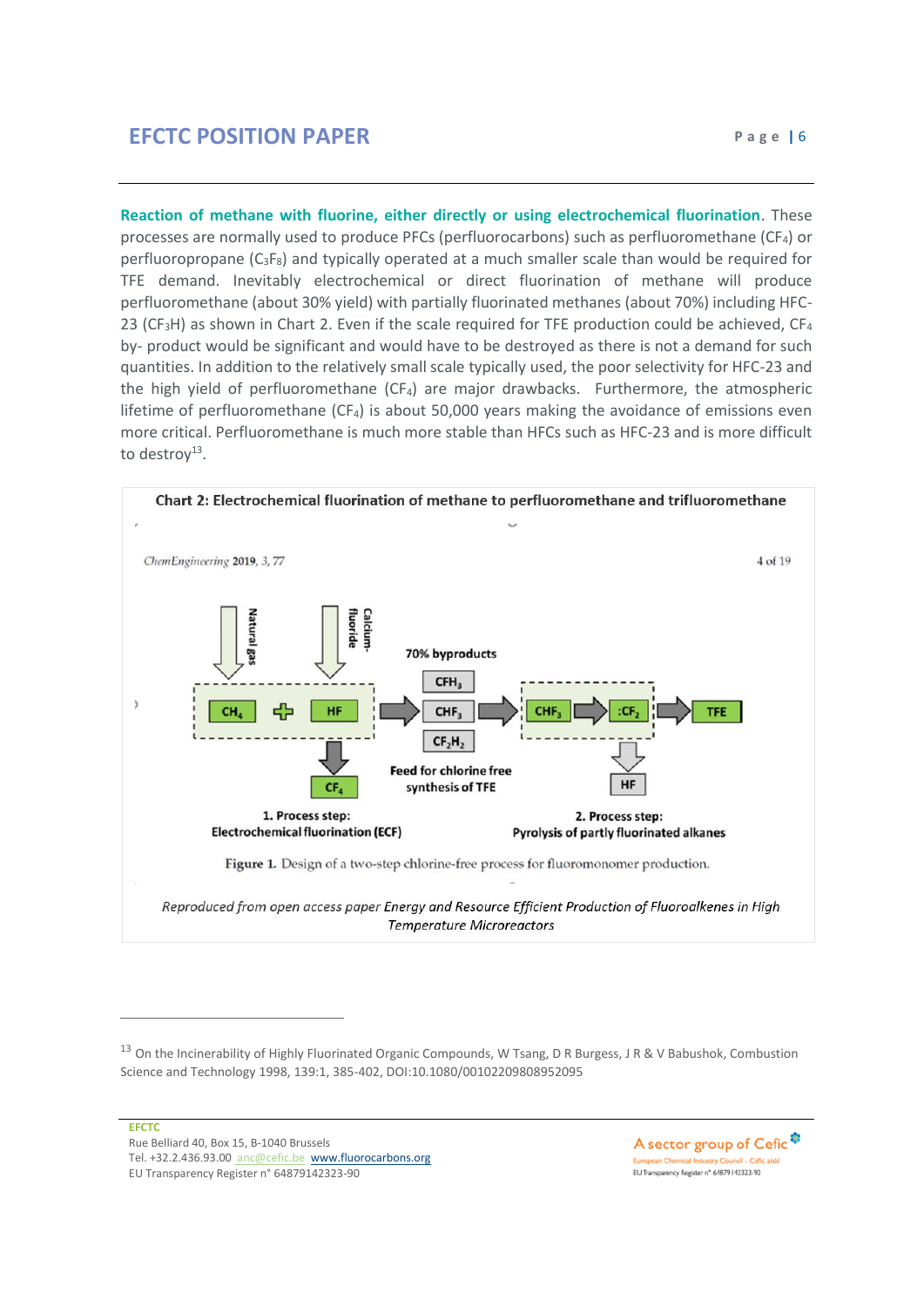**Reaction of methane with fluorine, either directly or using electrochemical fluorination**. These processes are normally used to produce PFCs (perfluorocarbons) such as perfluoromethane ($CF_4$) or perfluoropropane ($C_3F_8$) and typically operated at a much smaller scale than would be required for TFE demand. Inevitably electrochemical or direct fluorination of methane will produce perfluoromethane (about 30% yield) with partially fluorinated methanes (about 70%) including HFC-23 ($CF_3H$) as shown in Chart 2. Even if the scale required for TFE production could be achieved, $CF_4$ by- product would be significant and would have to be destroyed as there is not a demand for such quantities. In addition to the relatively small scale typically used, the poor selectivity for HFC-23 and the high yield of perfluoromethane ($CF_4$) are major drawbacks. Furthermore, the atmospheric lifetime of perfluoromethane ($CF_4$) is about 50,000 years making the avoidance of emissions even more critical. Perfluoromethane is much more stable than HFCs such as HFC-23 and is more difficult to destroy[13].

**Chart 2: Electrochemical fluorination of methane to perfluoromethane and trifluoromethane**

Figure 1. Design of a two-step chlorine-free process for fluoromonomer production.

*Reproduced from open access paper Energy and Resource Efficient Production of Fluoroalkenes in High Temperature Microreactors*

---

[13] On the Incinerability of Highly Fluorinated Organic Compounds, W Tsang, D R Burgess, J R & V Babushok, Combustion Science and Technology 1998, 139:1, 385-402, DOI:10.1080/00102209808952095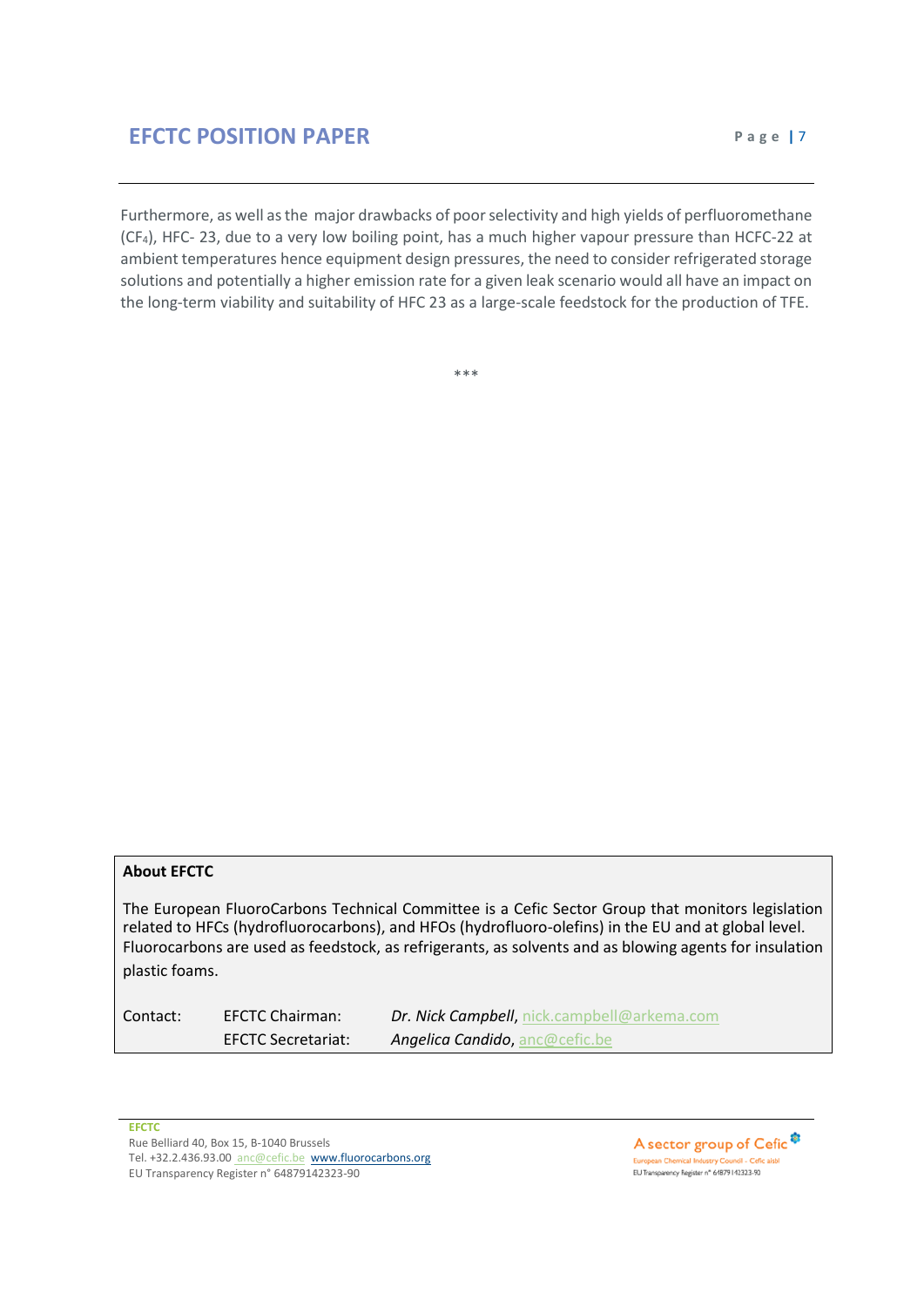Furthermore, as well as the major drawbacks of poor selectivity and high yields of perfluoromethane ($CF_4$), HFC- 23, due to a very low boiling point, has a much higher vapour pressure than HCFC-22 at ambient temperatures hence equipment design pressures, the need to consider refrigerated storage solutions and potentially a higher emission rate for a given leak scenario would all have an impact on the long-term viability and suitability of HFC 23 as a large-scale feedstock for the production of TFE.

***

**About EFCTC**

The European FluoroCarbons Technical Committee is a Cefic Sector Group that monitors legislation related to HFCs (hydrofluorocarbons), and HFOs (hydrofluoro-olefins) in the EU and at global level. Fluorocarbons are used as feedstock, as refrigerants, as solvents and as blowing agents for insulation plastic foams.

| | | |
|---|---|---|
| Contact: | EFCTC Chairman: | *Dr. Nick Campbell*, nick.campbell@arkema.com |
| | EFCTC Secretariat: | *Angelica Candido*, anc@cefic.be |

**EFCTC**
Rue Belliard 40, Box 15, B-1040 Brussels
Tel. +32.2.436.93.00 anc@cefic.be www.fluorocarbons.org
EU Transparency Register n° 64879142323-90

A sector group of Cefic
European Chemical Industry Council - Cefic aisbl
EU Transparency Register n° 64879142323-90